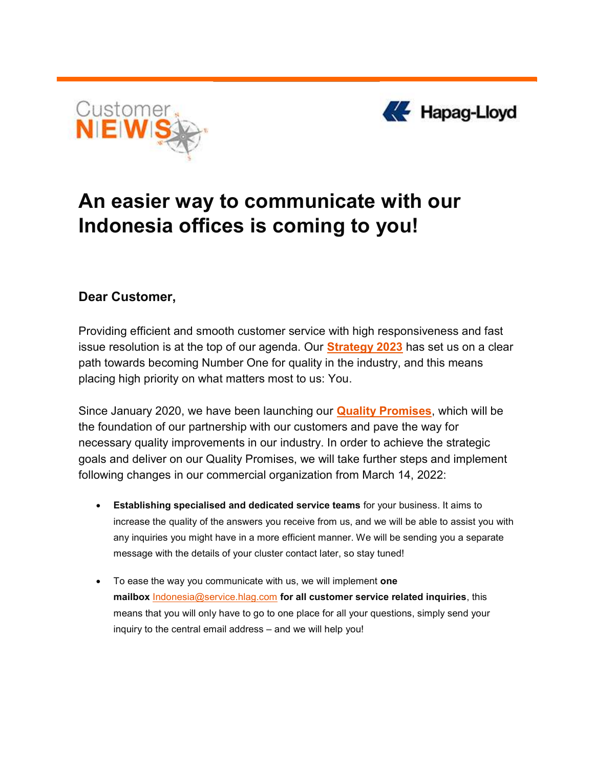Customer NEWS

Hapag-Lloyd

# An easier way to communicate with our Indonesia offices is coming to you!

**Dear Customer,**

Providing efficient and smooth customer service with high responsiveness and fast issue resolution is at the top of our agenda. Our **Strategy 2023** has set us on a clear path towards becoming Number One for quality in the industry, and this means placing high priority on what matters most to us: You.

Since January 2020, we have been launching our **Quality Promises**, which will be the foundation of our partnership with our customers and pave the way for necessary quality improvements in our industry. In order to achieve the strategic goals and deliver on our Quality Promises, we will take further steps and implement following changes in our commercial organization from March 14, 2022:

- **Establishing specialised and dedicated service teams** for your business. It aims to increase the quality of the answers you receive from us, and we will be able to assist you with any inquiries you might have in a more efficient manner. We will be sending you a separate message with the details of your cluster contact later, so stay tuned!
- To ease the way you communicate with us, we will implement **one mailbox** Indonesia@service.hlag.com **for all customer service related inquiries**, this means that you will only have to go to one place for all your questions, simply send your inquiry to the central email address – and we will help you!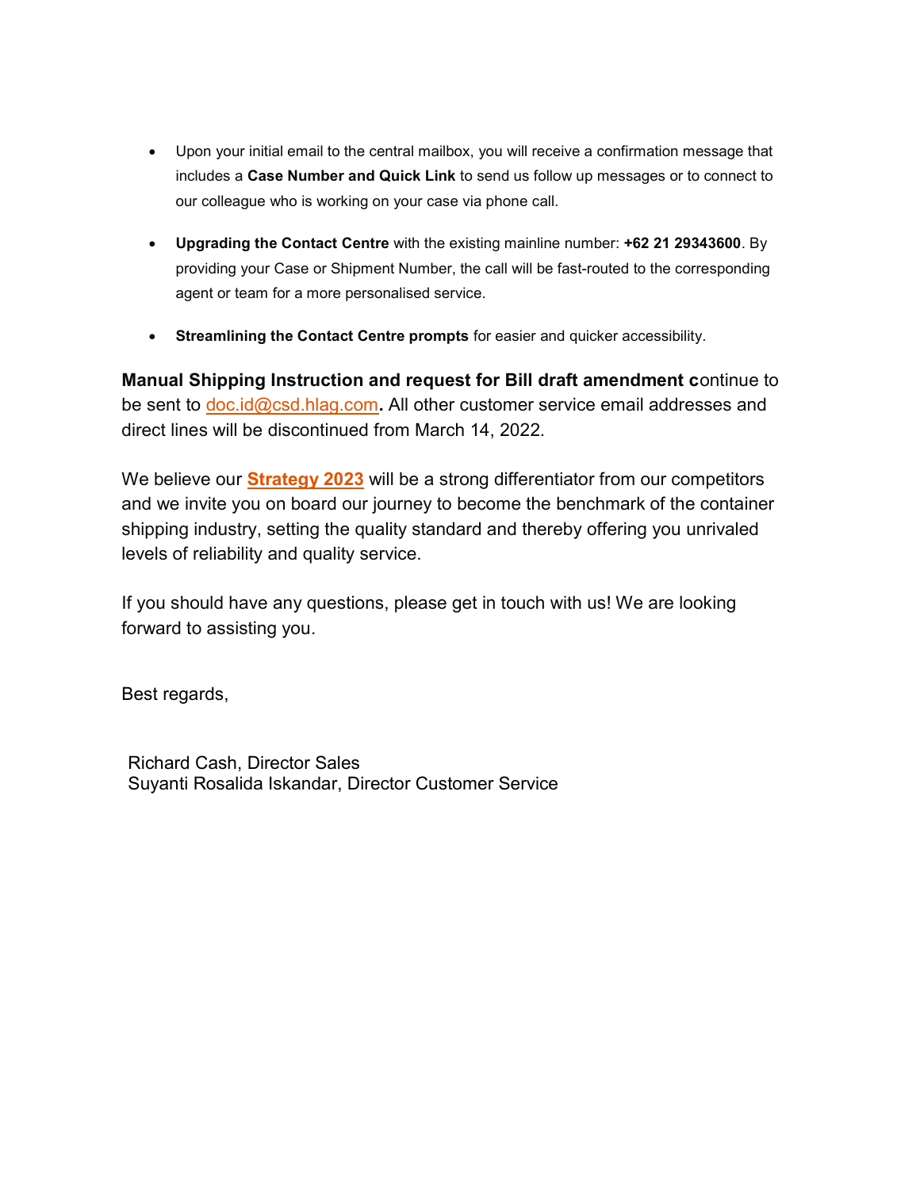- Upon your initial email to the central mailbox, you will receive a confirmation message that includes a **Case Number and Quick Link** to send us follow up messages or to connect to our colleague who is working on your case via phone call.

- **Upgrading the Contact Centre** with the existing mainline number: **+62 21 29343600**. By providing your Case or Shipment Number, the call will be fast-routed to the corresponding agent or team for a more personalised service.

- **Streamlining the Contact Centre prompts** for easier and quicker accessibility.

**Manual Shipping Instruction and request for Bill draft amendment c**ontinue to be sent to doc.id@csd.hlag.com**.** All other customer service email addresses and direct lines will be discontinued from March 14, 2022.

We believe our **Strategy 2023** will be a strong differentiator from our competitors and we invite you on board our journey to become the benchmark of the container shipping industry, setting the quality standard and thereby offering you unrivaled levels of reliability and quality service.

If you should have any questions, please get in touch with us! We are looking forward to assisting you.

Best regards,

Richard Cash, Director Sales
Suyanti Rosalida Iskandar, Director Customer Service